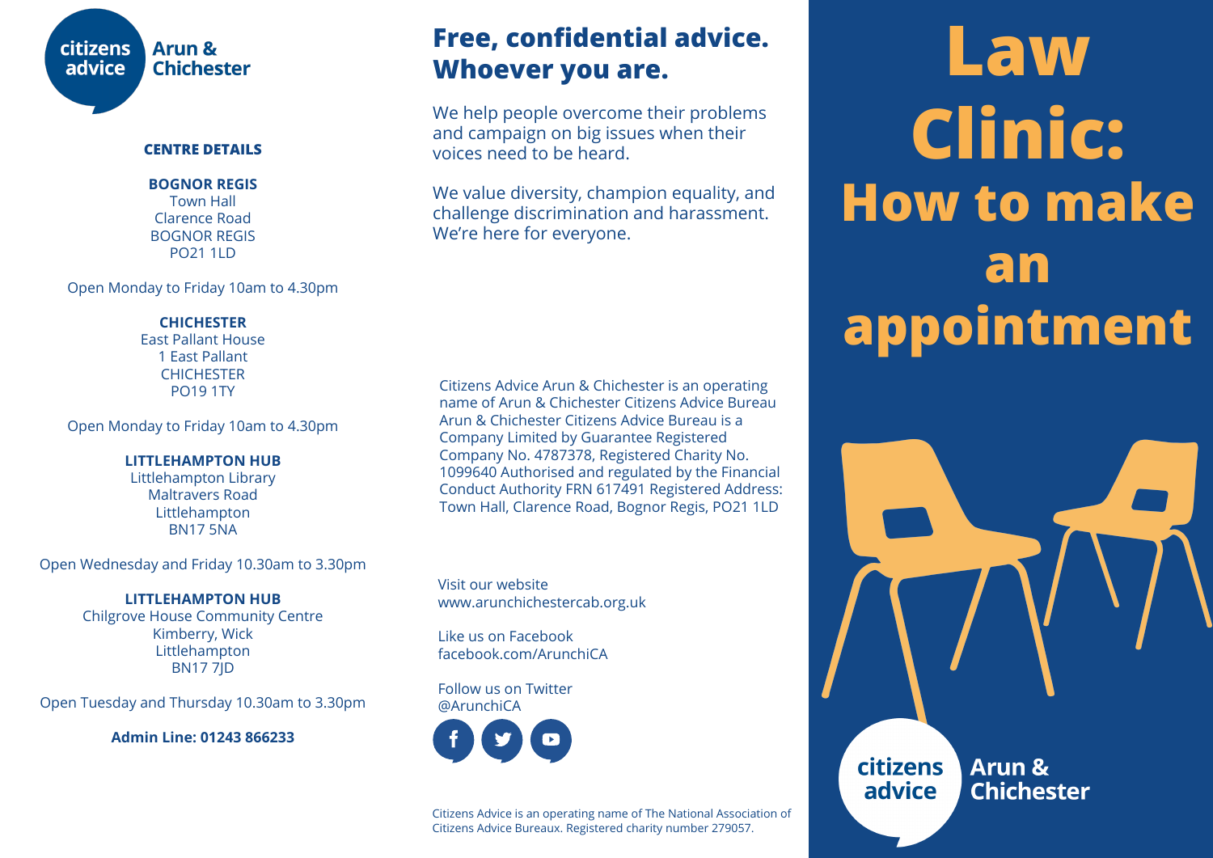citizens advice Arun & Chichester

### CENTRE DETAILS

**BOGNOR REGIS**
Town Hall
Clarence Road
BOGNOR REGIS
PO21 1LD

Open Monday to Friday 10am to 4.30pm

**CHICHESTER**
East Pallant House
1 East Pallant
CHICHESTER
PO19 1TY

Open Monday to Friday 10am to 4.30pm

**LITTLEHAMPTON HUB**
Littlehampton Library
Maltravers Road
Littlehampton
BN17 5NA

Open Wednesday and Friday 10.30am to 3.30pm

**LITTLEHAMPTON HUB**
Chilgrove House Community Centre
Kimberry, Wick
Littlehampton
BN17 7JD

Open Tuesday and Thursday 10.30am to 3.30pm

**Admin Line: 01243 866233**

## Free, confidential advice. Whoever you are.

We help people overcome their problems and campaign on big issues when their voices need to be heard.

We value diversity, champion equality, and challenge discrimination and harassment. We're here for everyone.

Citizens Advice Arun & Chichester is an operating name of Arun & Chichester Citizens Advice Bureau Arun & Chichester Citizens Advice Bureau is a Company Limited by Guarantee Registered Company No. 4787378, Registered Charity No. 1099640 Authorised and regulated by the Financial Conduct Authority FRN 617491 Registered Address: Town Hall, Clarence Road, Bognor Regis, PO21 1LD

Visit our website
www.arunchichestercab.org.uk

Like us on Facebook
facebook.com/ArunchiCA

Follow us on Twitter
@ArunchiCA

Citizens Advice is an operating name of The National Association of Citizens Advice Bureaux. Registered charity number 279057.

# Law Clinic: How to make an appointment

citizens advice Arun & Chichester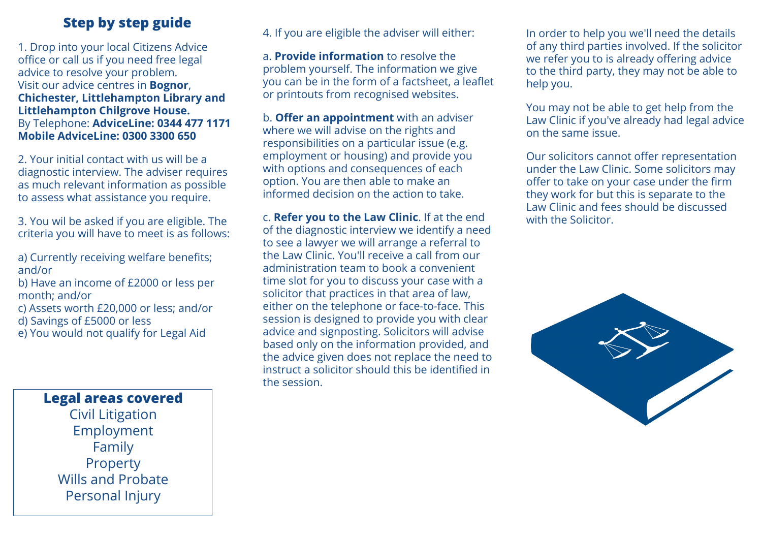## Step by step guide

1. Drop into your local Citizens Advice office or call us if you need free legal advice to resolve your problem.
Visit our advice centres in **Bognor**, **Chichester, Littlehampton Library and Littlehampton Chilgrove House.**
By Telephone: **AdviceLine: 0344 477 1171**
**Mobile AdviceLine: 0300 3300 650**

2. Your initial contact with us will be a diagnostic interview. The adviser requires as much relevant information as possible to assess what assistance you require.

3. You wil be asked if you are eligible. The criteria you will have to meet is as follows:

a) Currently receiving welfare benefits; and/or
b) Have an income of £2000 or less per month; and/or
c) Assets worth £20,000 or less; and/or
d) Savings of £5000 or less
e) You would not qualify for Legal Aid

**Legal areas covered**

Civil Litigation
Employment
Family
Property
Wills and Probate
Personal Injury

4. If you are eligible the adviser will either:

a. **Provide information** to resolve the problem yourself. The information we give you can be in the form of a factsheet, a leaflet or printouts from recognised websites.

b. **Offer an appointment** with an adviser where we will advise on the rights and responsibilities on a particular issue (e.g. employment or housing) and provide you with options and consequences of each option. You are then able to make an informed decision on the action to take.

c. **Refer you to the Law Clinic**. If at the end of the diagnostic interview we identify a need to see a lawyer we will arrange a referral to the Law Clinic. You'll receive a call from our administration team to book a convenient time slot for you to discuss your case with a solicitor that practices in that area of law, either on the telephone or face-to-face. This session is designed to provide you with clear advice and signposting. Solicitors will advise based only on the information provided, and the advice given does not replace the need to instruct a solicitor should this be identified in the session.

In order to help you we'll need the details of any third parties involved. If the solicitor we refer you to is already offering advice to the third party, they may not be able to help you.

You may not be able to get help from the Law Clinic if you've already had legal advice on the same issue.

Our solicitors cannot offer representation under the Law Clinic. Some solicitors may offer to take on your case under the firm they work for but this is separate to the Law Clinic and fees should be discussed with the Solicitor.